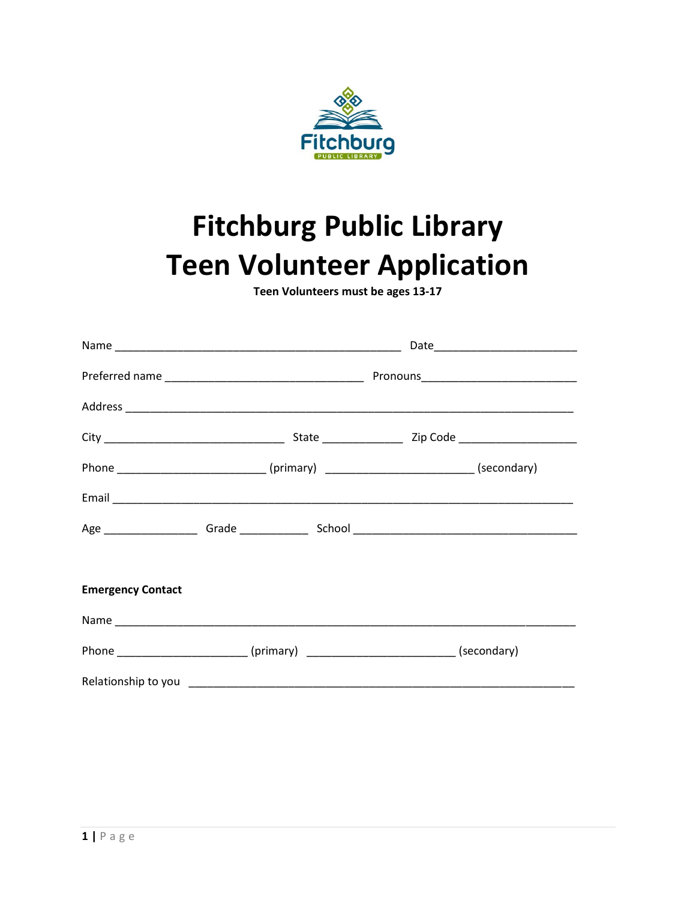# Fitchburg Public Library
# Teen Volunteer Application

**Teen Volunteers must be ages 13-17**

Name ______________________________________________ Date______________________

Preferred name ______________________________ Pronouns_______________________

Address _____________________________________________________________________

City ___________________________ State ____________ Zip Code __________________

Phone ______________________ (primary) ______________________ (secondary)

Email _______________________________________________________________________

Age ______________ Grade __________ School __________________________________

**Emergency Contact**

Name ________________________________________________________________________

Phone ____________________ (primary) ______________________ (secondary)

Relationship to you ___________________________________________________________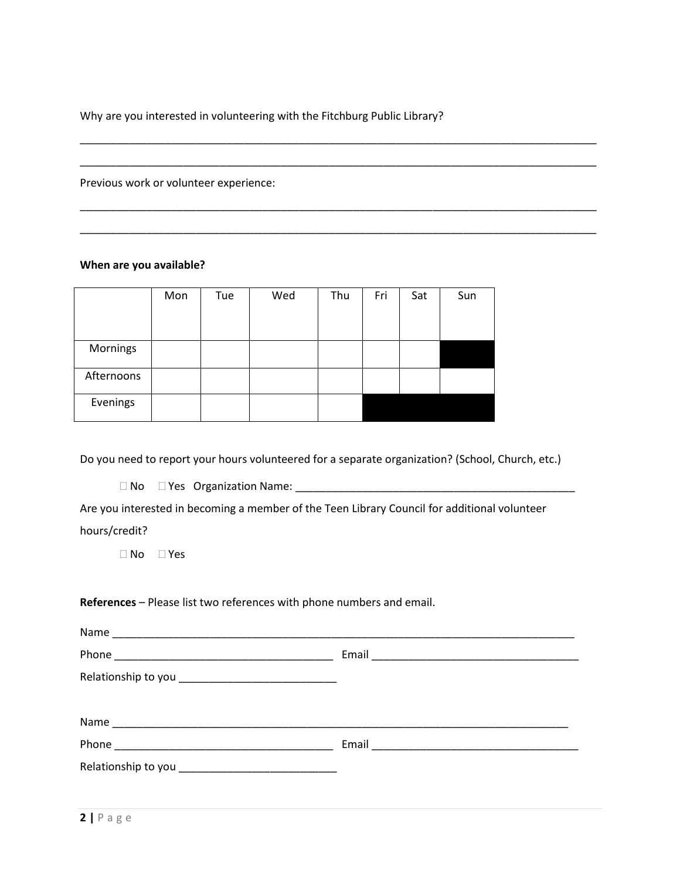Why are you interested in volunteering with the Fitchburg Public Library?

_______________________________________________________________________________________

_______________________________________________________________________________________

Previous work or volunteer experience:

_______________________________________________________________________________________

_______________________________________________________________________________________

**When are you available?**

| | Mon | Tue | Wed | Thu | Fri | Sat | Sun |
|---|---|---|---|---|---|---|---|
| Mornings | | | | | | | |
| Afternoons | | | | | | | |
| Evenings | | | | | | | |

Do you need to report your hours volunteered for a separate organization? (School, Church, etc.)

☐ No ☐ Yes Organization Name: _______________________________________________

Are you interested in becoming a member of the Teen Library Council for additional volunteer hours/credit?

☐ No ☐ Yes

**References** – Please list two references with phone numbers and email.

Name ________________________________________________________________________________

Phone ____________________________________ Email __________________________________

Relationship to you __________________________

Name ________________________________________________________________________________

Phone ____________________________________ Email __________________________________

Relationship to you __________________________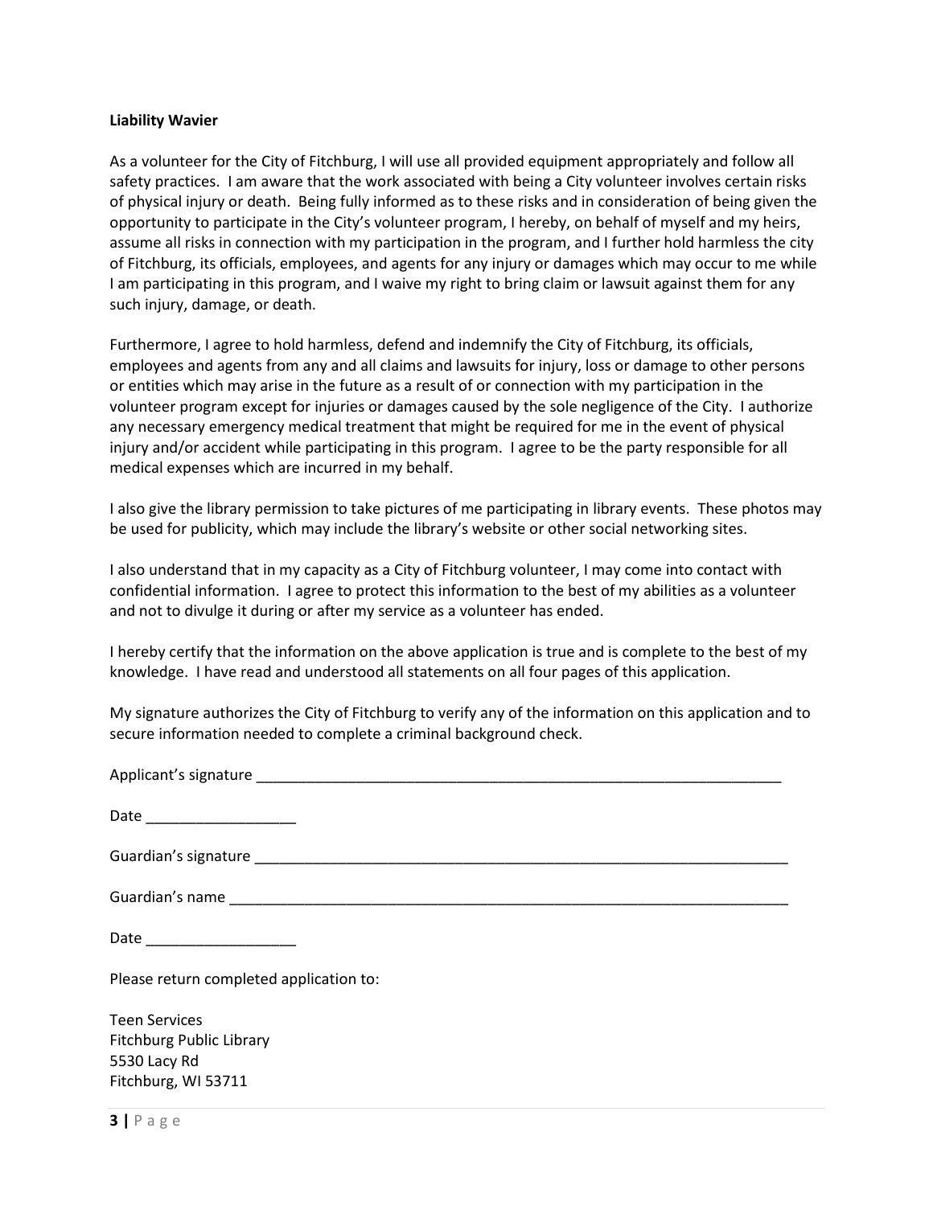**Liability Wavier**

As a volunteer for the City of Fitchburg, I will use all provided equipment appropriately and follow all safety practices. I am aware that the work associated with being a City volunteer involves certain risks of physical injury or death. Being fully informed as to these risks and in consideration of being given the opportunity to participate in the City's volunteer program, I hereby, on behalf of myself and my heirs, assume all risks in connection with my participation in the program, and I further hold harmless the city of Fitchburg, its officials, employees, and agents for any injury or damages which may occur to me while I am participating in this program, and I waive my right to bring claim or lawsuit against them for any such injury, damage, or death.

Furthermore, I agree to hold harmless, defend and indemnify the City of Fitchburg, its officials, employees and agents from any and all claims and lawsuits for injury, loss or damage to other persons or entities which may arise in the future as a result of or connection with my participation in the volunteer program except for injuries or damages caused by the sole negligence of the City. I authorize any necessary emergency medical treatment that might be required for me in the event of physical injury and/or accident while participating in this program. I agree to be the party responsible for all medical expenses which are incurred in my behalf.

I also give the library permission to take pictures of me participating in library events. These photos may be used for publicity, which may include the library's website or other social networking sites.

I also understand that in my capacity as a City of Fitchburg volunteer, I may come into contact with confidential information. I agree to protect this information to the best of my abilities as a volunteer and not to divulge it during or after my service as a volunteer has ended.

I hereby certify that the information on the above application is true and is complete to the best of my knowledge. I have read and understood all statements on all four pages of this application.

My signature authorizes the City of Fitchburg to verify any of the information on this application and to secure information needed to complete a criminal background check.

Applicant's signature ___________________________________________________________________

Date __________________

Guardian's signature ___________________________________________________________________

Guardian's name ______________________________________________________________________

Date __________________

Please return completed application to:

Teen Services
Fitchburg Public Library
5530 Lacy Rd
Fitchburg, WI 53711